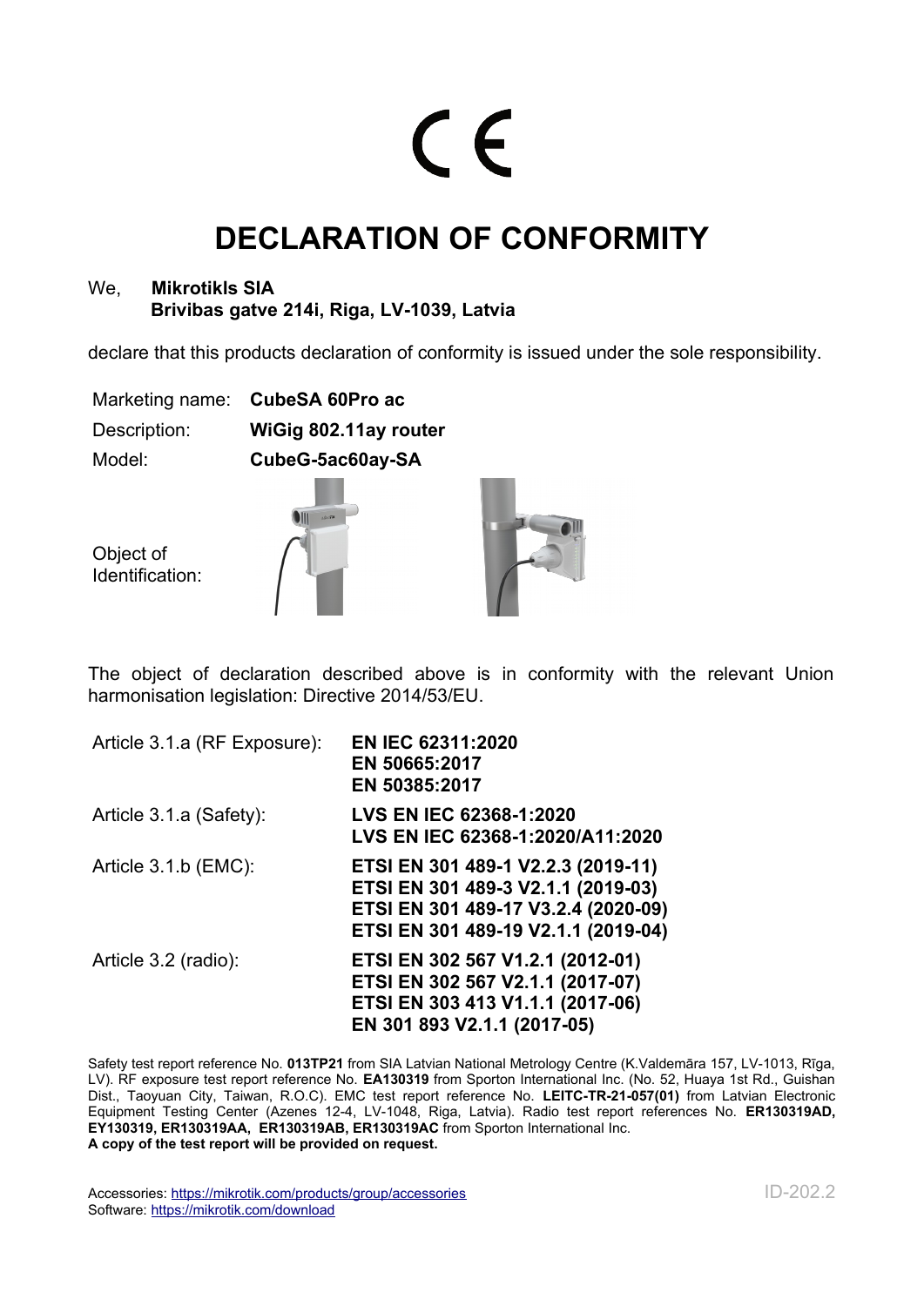CE

# DECLARATION OF CONFORMITY

We, **Mikrotikls SIA**
**Brivibas gatve 214i, Riga, LV-1039, Latvia**

declare that this products declaration of conformity is issued under the sole responsibility.

| | |
|---|---|
| Marketing name: | **CubeSA 60Pro ac** |
| Description: | **WiGig 802.11ay router** |
| Model: | **CubeG-5ac60ay-SA** |
| Object of Identification: | |

The object of declaration described above is in conformity with the relevant Union harmonisation legislation: Directive 2014/53/EU.

| | |
|---|---|
| Article 3.1.a (RF Exposure): | **EN IEC 62311:2020**<br>**EN 50665:2017**<br>**EN 50385:2017** |
| Article 3.1.a (Safety): | **LVS EN IEC 62368-1:2020**<br>**LVS EN IEC 62368-1:2020/A11:2020** |
| Article 3.1.b (EMC): | **ETSI EN 301 489-1 V2.2.3 (2019-11)**<br>**ETSI EN 301 489-3 V2.1.1 (2019-03)**<br>**ETSI EN 301 489-17 V3.2.4 (2020-09)**<br>**ETSI EN 301 489-19 V2.1.1 (2019-04)** |
| Article 3.2 (radio): | **ETSI EN 302 567 V1.2.1 (2012-01)**<br>**ETSI EN 302 567 V2.1.1 (2017-07)**<br>**ETSI EN 303 413 V1.1.1 (2017-06)**<br>**EN 301 893 V2.1.1 (2017-05)** |

Safety test report reference No. **013TP21** from SIA Latvian National Metrology Centre (K.Valdemāra 157, LV-1013, Rīga, LV). RF exposure test report reference No. **EA130319** from Sporton International Inc. (No. 52, Huaya 1st Rd., Guishan Dist., Taoyuan City, Taiwan, R.O.C). EMC test report reference No. **LEITC-TR-21-057(01)** from Latvian Electronic Equipment Testing Center (Azenes 12-4, LV-1048, Riga, Latvia). Radio test report references No. **ER130319AD, EY130319, ER130319AA, ER130319AB, ER130319AC** from Sporton International Inc.
**A copy of the test report will be provided on request.**

Accessories: https://mikrotik.com/products/group/accessories
Software: https://mikrotik.com/download

ID-202.2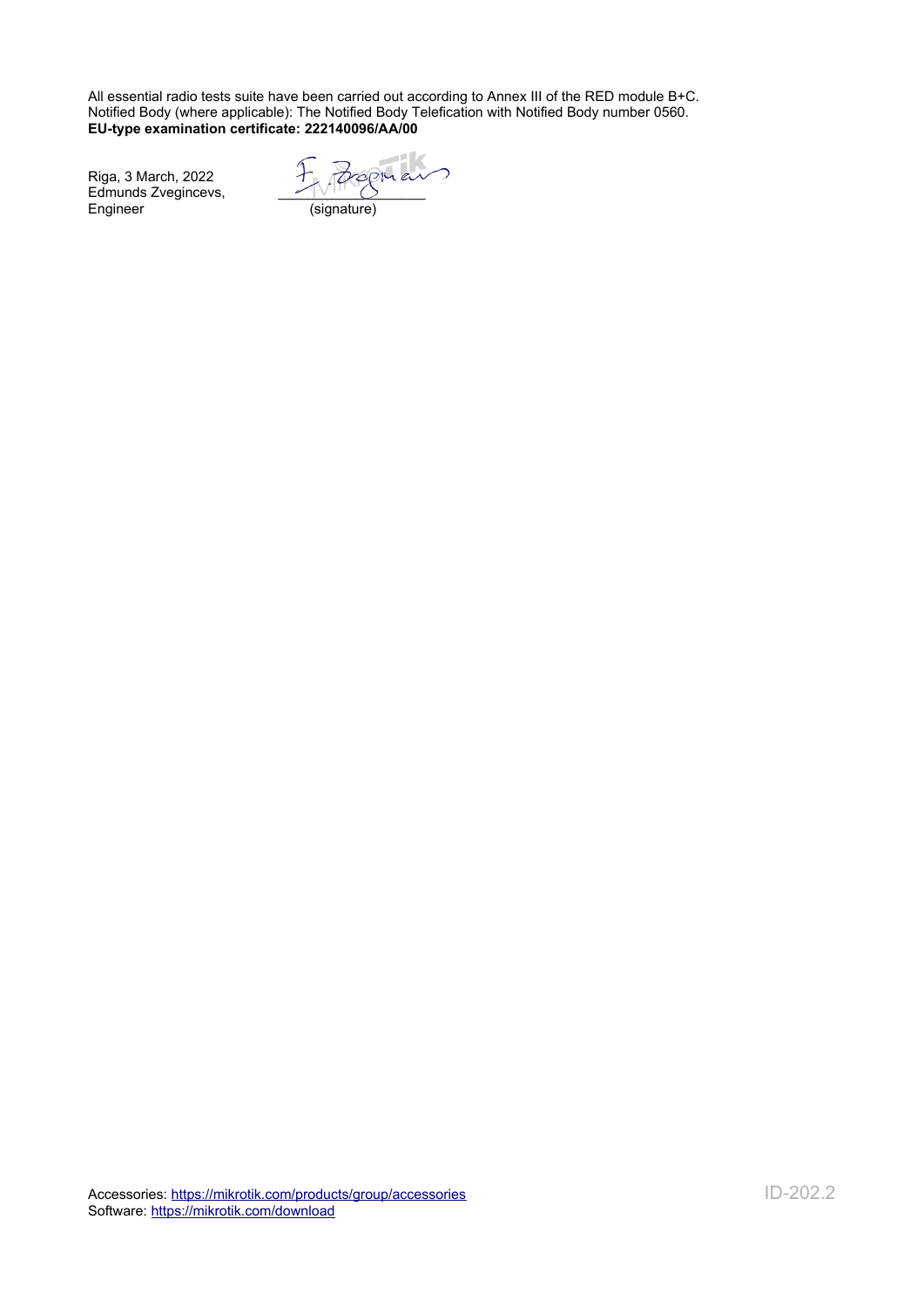All essential radio tests suite have been carried out according to Annex III of the RED module B+C.
Notified Body (where applicable): The Notified Body Telefication with Notified Body number 0560.
**EU-type examination certificate: 222140096/AA/00**

Riga, 3 March, 2022
Edmunds Zvegincevs,
Engineer

(signature)

Accessories: https://mikrotik.com/products/group/accessories
Software: https://mikrotik.com/download

ID-202.2